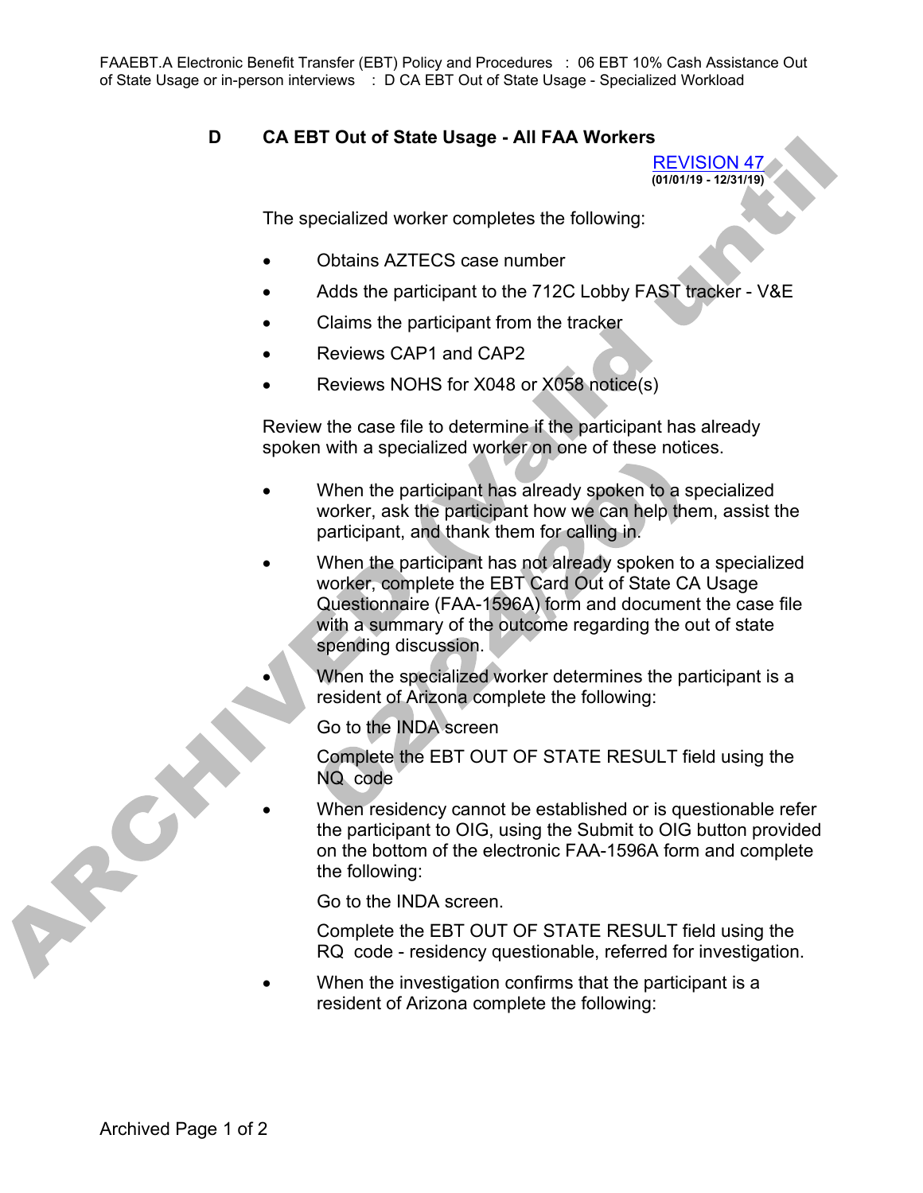## D CA EBT Out of State Usage - All FAA Workers

REVISION 47
**(01/01/19 - 12/31/19)**

The specialized worker completes the following:

- Obtains AZTECS case number
- Adds the participant to the 712C Lobby FAST tracker - V&E
- Claims the participant from the tracker
- Reviews CAP1 and CAP2
- Reviews NOHS for X048 or X058 notice(s)

Review the case file to determine if the participant has already spoken with a specialized worker on one of these notices.

- When the participant has already spoken to a specialized worker, ask the participant how we can help them, assist the participant, and thank them for calling in.
- When the participant has not already spoken to a specialized worker, complete the EBT Card Out of State CA Usage Questionnaire (FAA-1596A) form and document the case file with a summary of the outcome regarding the out of state spending discussion.
- When the specialized worker determines the participant is a resident of Arizona complete the following:

  Go to the INDA screen

  Complete the EBT OUT OF STATE RESULT field using the NQ code
- When residency cannot be established or is questionable refer the participant to OIG, using the Submit to OIG button provided on the bottom of the electronic FAA-1596A form and complete the following:

  Go to the INDA screen.

  Complete the EBT OUT OF STATE RESULT field using the RQ code - residency questionable, referred for investigation.
- When the investigation confirms that the participant is a resident of Arizona complete the following: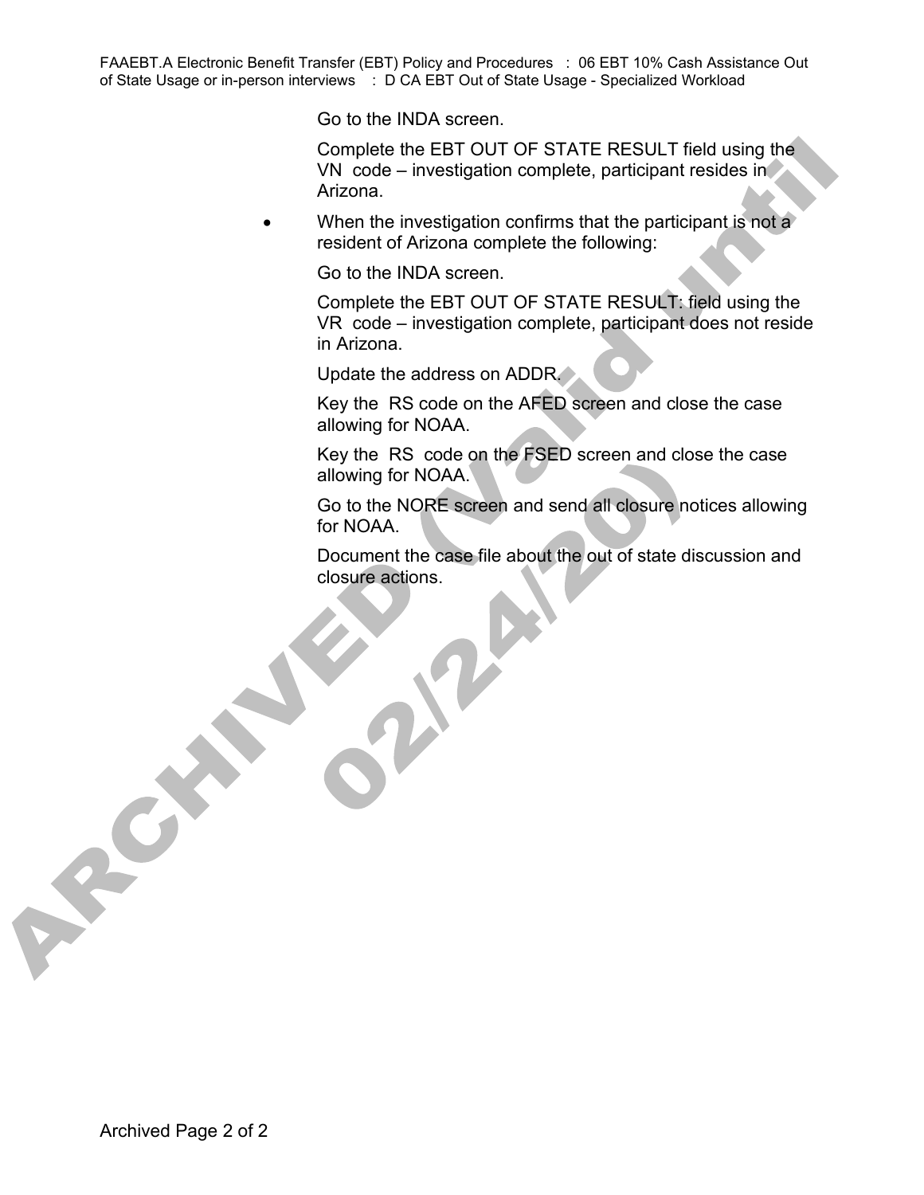Go to the INDA screen.

Complete the EBT OUT OF STATE RESULT field using the VN code – investigation complete, participant resides in Arizona.

- When the investigation confirms that the participant is not a resident of Arizona complete the following:

  Go to the INDA screen.

  Complete the EBT OUT OF STATE RESULT: field using the VR code – investigation complete, participant does not reside in Arizona.

  Update the address on ADDR.

  Key the RS code on the AFED screen and close the case allowing for NOAA.

  Key the RS code on the FSED screen and close the case allowing for NOAA.

  Go to the NORE screen and send all closure notices allowing for NOAA.

  Document the case file about the out of state discussion and closure actions.